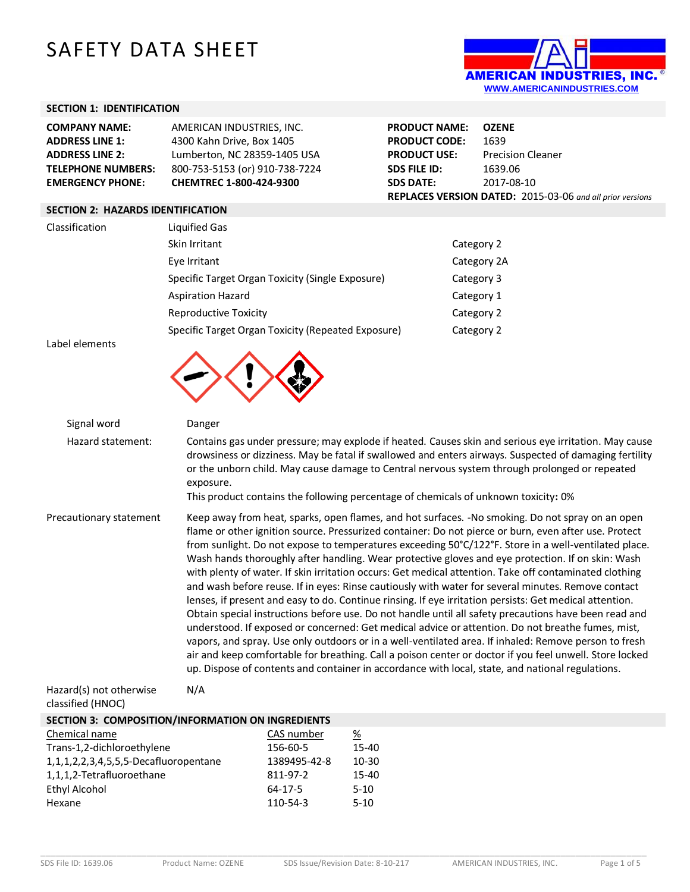# SAFETY DATA SHEET

AMERICAN INDUSTRIES, INC.
WWW.AMERICANINDUSTRIES.COM

## SECTION 1: IDENTIFICATION

| | | | |
|---|---|---|---|
| **COMPANY NAME:** | AMERICAN INDUSTRIES, INC. | **PRODUCT NAME:** | **OZENE** |
| **ADDRESS LINE 1:** | 4300 Kahn Drive, Box 1405 | **PRODUCT CODE:** | 1639 |
| **ADDRESS LINE 2:** | Lumberton, NC 28359-1405 USA | **PRODUCT USE:** | Precision Cleaner |
| **TELEPHONE NUMBERS:** | 800-753-5153 (or) 910-738-7224 | **SDS FILE ID:** | 1639.06 |
| **EMERGENCY PHONE:** | **CHEMTREC 1-800-424-9300** | **SDS DATE:** | 2017-08-10 |

**REPLACES VERSION DATED:** 2015-03-06 *and all prior versions*

## SECTION 2: HAZARDS IDENTIFICATION

| | | |
|---|---|---|
| Classification | Liquified Gas | |
| | Skin Irritant | Category 2 |
| | Eye Irritant | Category 2A |
| | Specific Target Organ Toxicity (Single Exposure) | Category 3 |
| | Aspiration Hazard | Category 1 |
| | Reproductive Toxicity | Category 2 |
| | Specific Target Organ Toxicity (Repeated Exposure) | Category 2 |

Label elements

Signal word: Danger

Hazard statement: Contains gas under pressure; may explode if heated. Causes skin and serious eye irritation. May cause drowsiness or dizziness. May be fatal if swallowed and enters airways. Suspected of damaging fertility or the unborn child. May cause damage to Central nervous system through prolonged or repeated exposure.
This product contains the following percentage of chemicals of unknown toxicity**:** 0%

Precautionary statement: Keep away from heat, sparks, open flames, and hot surfaces. -No smoking. Do not spray on an open flame or other ignition source. Pressurized container: Do not pierce or burn, even after use. Protect from sunlight. Do not expose to temperatures exceeding 50°C/122°F. Store in a well-ventilated place. Wash hands thoroughly after handling. Wear protective gloves and eye protection. If on skin: Wash with plenty of water. If skin irritation occurs: Get medical attention. Take off contaminated clothing and wash before reuse. If in eyes: Rinse cautiously with water for several minutes. Remove contact lenses, if present and easy to do. Continue rinsing. If eye irritation persists: Get medical attention. Obtain special instructions before use. Do not handle until all safety precautions have been read and understood. If exposed or concerned: Get medical advice or attention. Do not breathe fumes, mist, vapors, and spray. Use only outdoors or in a well-ventilated area. If inhaled: Remove person to fresh air and keep comfortable for breathing. Call a poison center or doctor if you feel unwell. Store locked up. Dispose of contents and container in accordance with local, state, and national regulations.

Hazard(s) not otherwise classified (HNOC): N/A

## SECTION 3: COMPOSITION/INFORMATION ON INGREDIENTS

| Chemical name | CAS number | % |
|---|---|---|
| Trans-1,2-dichloroethylene | 156-60-5 | 15-40 |
| 1,1,1,2,2,3,4,5,5,5-Decafluoropentane | 1389495-42-8 | 10-30 |
| 1,1,1,2-Tetrafluoroethane | 811-97-2 | 15-40 |
| Ethyl Alcohol | 64-17-5 | 5-10 |
| Hexane | 110-54-3 | 5-10 |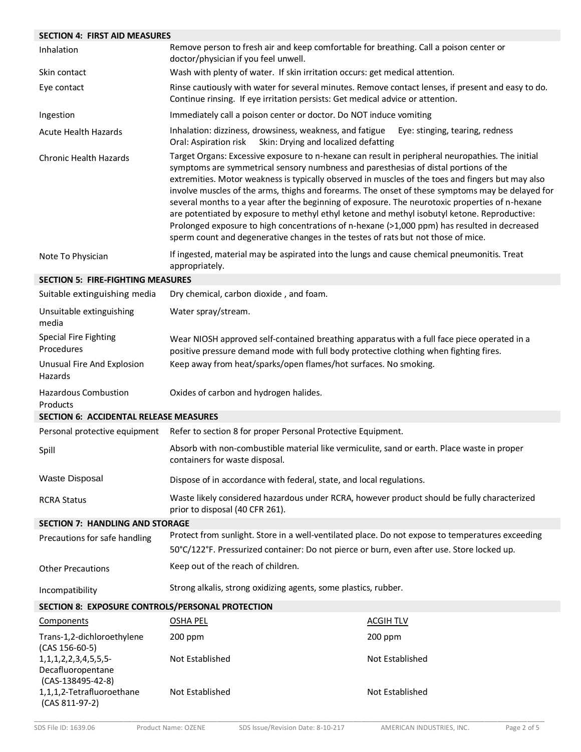## SECTION 4: FIRST AID MEASURES

| | |
|---|---|
| Inhalation | Remove person to fresh air and keep comfortable for breathing. Call a poison center or doctor/physician if you feel unwell. |
| Skin contact | Wash with plenty of water. If skin irritation occurs: get medical attention. |
| Eye contact | Rinse cautiously with water for several minutes. Remove contact lenses, if present and easy to do. Continue rinsing. If eye irritation persists: Get medical advice or attention. |
| Ingestion | Immediately call a poison center or doctor. Do NOT induce vomiting |
| Acute Health Hazards | Inhalation: dizziness, drowsiness, weakness, and fatigue Eye: stinging, tearing, redness Oral: Aspiration risk Skin: Drying and localized defatting |
| Chronic Health Hazards | Target Organs: Excessive exposure to n-hexane can result in peripheral neuropathies. The initial symptoms are symmetrical sensory numbness and paresthesias of distal portions of the extremities. Motor weakness is typically observed in muscles of the toes and fingers but may also involve muscles of the arms, thighs and forearms. The onset of these symptoms may be delayed for several months to a year after the beginning of exposure. The neurotoxic properties of n-hexane are potentiated by exposure to methyl ethyl ketone and methyl isobutyl ketone. Reproductive: Prolonged exposure to high concentrations of n-hexane (>1,000 ppm) has resulted in decreased sperm count and degenerative changes in the testes of rats but not those of mice. |
| Note To Physician | If ingested, material may be aspirated into the lungs and cause chemical pneumonitis. Treat appropriately. |

## SECTION 5: FIRE-FIGHTING MEASURES

| | |
|---|---|
| Suitable extinguishing media | Dry chemical, carbon dioxide , and foam. |
| Unsuitable extinguishing media | Water spray/stream. |
| Special Fire Fighting Procedures | Wear NIOSH approved self-contained breathing apparatus with a full face piece operated in a positive pressure demand mode with full body protective clothing when fighting fires. |
| Unusual Fire And Explosion Hazards | Keep away from heat/sparks/open flames/hot surfaces. No smoking. |
| Hazardous Combustion Products | Oxides of carbon and hydrogen halides. |

## SECTION 6: ACCIDENTAL RELEASE MEASURES

| | |
|---|---|
| Personal protective equipment | Refer to section 8 for proper Personal Protective Equipment. |
| Spill | Absorb with non-combustible material like vermiculite, sand or earth. Place waste in proper containers for waste disposal. |
| Waste Disposal | Dispose of in accordance with federal, state, and local regulations. |
| RCRA Status | Waste likely considered hazardous under RCRA, however product should be fully characterized prior to disposal (40 CFR 261). |

## SECTION 7: HANDLING AND STORAGE

| | |
|---|---|
| Precautions for safe handling | Protect from sunlight. Store in a well-ventilated place. Do not expose to temperatures exceeding 50°C/122°F. Pressurized container: Do not pierce or burn, even after use. Store locked up. |
| Other Precautions | Keep out of the reach of children. |
| Incompatibility | Strong alkalis, strong oxidizing agents, some plastics, rubber. |

## SECTION 8: EXPOSURE CONTROLS/PERSONAL PROTECTION

| Components | OSHA PEL | ACGIH TLV |
|---|---|---|
| Trans-1,2-dichloroethylene (CAS 156-60-5) | 200 ppm | 200 ppm |
| 1,1,1,2,2,3,4,5,5,5-Decafluoropentane (CAS-138495-42-8) | Not Established | Not Established |
| 1,1,1,2-Tetrafluoroethane (CAS 811-97-2) | Not Established | Not Established |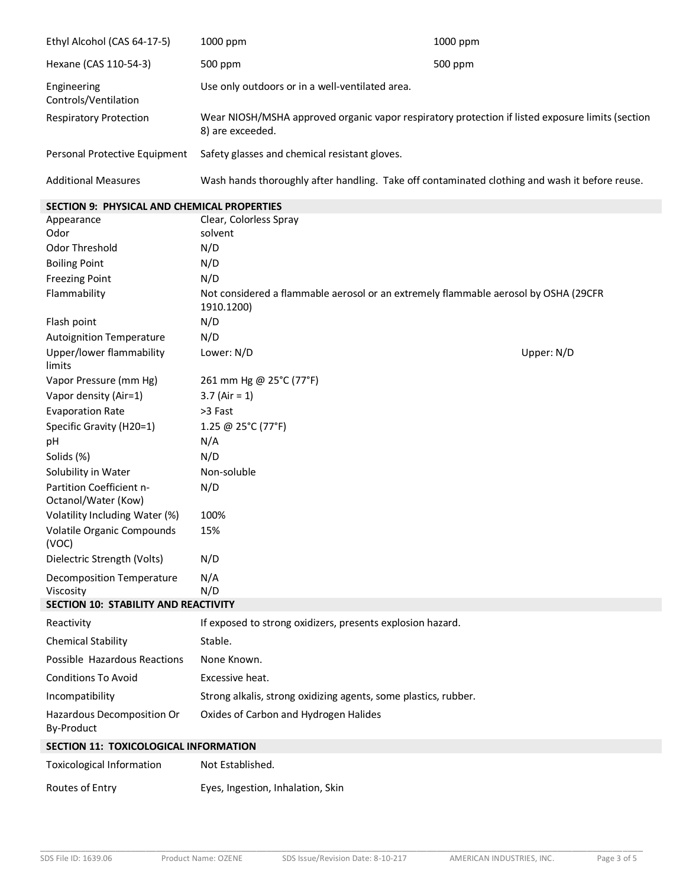| | | |
|---|---|---|
| Ethyl Alcohol (CAS 64-17-5) | 1000 ppm | 1000 ppm |
| Hexane (CAS 110-54-3) | 500 ppm | 500 ppm |

| | |
|---|---|
| Engineering Controls/Ventilation | Use only outdoors or in a well-ventilated area. |
| Respiratory Protection | Wear NIOSH/MSHA approved organic vapor respiratory protection if listed exposure limits (section 8) are exceeded. |
| Personal Protective Equipment | Safety glasses and chemical resistant gloves. |
| Additional Measures | Wash hands thoroughly after handling. Take off contaminated clothing and wash it before reuse. |

## SECTION 9: PHYSICAL AND CHEMICAL PROPERTIES

| | |
|---|---|
| Appearance | Clear, Colorless Spray |
| Odor | solvent |
| Odor Threshold | N/D |
| Boiling Point | N/D |
| Freezing Point | N/D |
| Flammability | Not considered a flammable aerosol or an extremely flammable aerosol by OSHA (29CFR 1910.1200) |
| Flash point | N/D |
| Autoignition Temperature | N/D |
| Upper/lower flammability limits | Lower: N/D Upper: N/D |
| Vapor Pressure (mm Hg) | 261 mm Hg @ 25°C (77°F) |
| Vapor density (Air=1) | 3.7 (Air = 1) |
| Evaporation Rate | >3 Fast |
| Specific Gravity (H20=1) | 1.25 @ 25°C (77°F) |
| pH | N/A |
| Solids (%) | N/D |
| Solubility in Water | Non-soluble |
| Partition Coefficient n-Octanol/Water (Kow) | N/D |
| Volatility Including Water (%) | 100% |
| Volatile Organic Compounds (VOC) | 15% |
| Dielectric Strength (Volts) | N/D |
| Decomposition Temperature | N/A |
| Viscosity | N/D |

## SECTION 10: STABILITY AND REACTIVITY

| | |
|---|---|
| Reactivity | If exposed to strong oxidizers, presents explosion hazard. |
| Chemical Stability | Stable. |
| Possible Hazardous Reactions | None Known. |
| Conditions To Avoid | Excessive heat. |
| Incompatibility | Strong alkalis, strong oxidizing agents, some plastics, rubber. |
| Hazardous Decomposition Or By-Product | Oxides of Carbon and Hydrogen Halides |

## SECTION 11: TOXICOLOGICAL INFORMATION

| | |
|---|---|
| Toxicological Information | Not Established. |
| Routes of Entry | Eyes, Ingestion, Inhalation, Skin |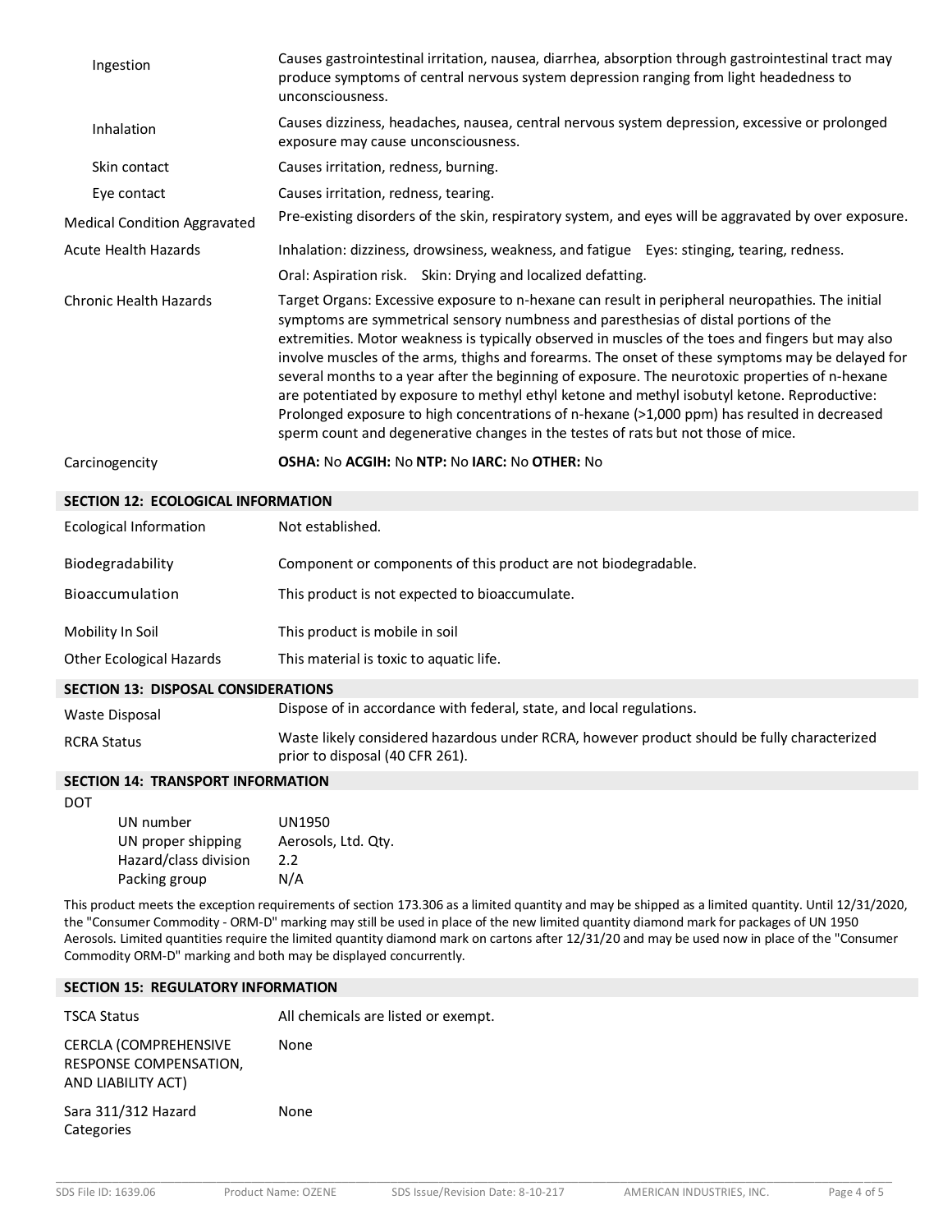| | |
|---|---|
| Ingestion | Causes gastrointestinal irritation, nausea, diarrhea, absorption through gastrointestinal tract may produce symptoms of central nervous system depression ranging from light headedness to unconsciousness. |
| Inhalation | Causes dizziness, headaches, nausea, central nervous system depression, excessive or prolonged exposure may cause unconsciousness. |
| Skin contact | Causes irritation, redness, burning. |
| Eye contact | Causes irritation, redness, tearing. |
| Medical Condition Aggravated | Pre-existing disorders of the skin, respiratory system, and eyes will be aggravated by over exposure. |
| Acute Health Hazards | Inhalation: dizziness, drowsiness, weakness, and fatigue Eyes: stinging, tearing, redness. Oral: Aspiration risk. Skin: Drying and localized defatting. |
| Chronic Health Hazards | Target Organs: Excessive exposure to n-hexane can result in peripheral neuropathies. The initial symptoms are symmetrical sensory numbness and paresthesias of distal portions of the extremities. Motor weakness is typically observed in muscles of the toes and fingers but may also involve muscles of the arms, thighs and forearms. The onset of these symptoms may be delayed for several months to a year after the beginning of exposure. The neurotoxic properties of n-hexane are potentiated by exposure to methyl ethyl ketone and methyl isobutyl ketone. Reproductive: Prolonged exposure to high concentrations of n-hexane (>1,000 ppm) has resulted in decreased sperm count and degenerative changes in the testes of rats but not those of mice. |
| Carcinogencity | **OSHA:** No **ACGIH:** No **NTP:** No **IARC:** No **OTHER:** No |

## SECTION 12: ECOLOGICAL INFORMATION

| | |
|---|---|
| Ecological Information | Not established. |
| Biodegradability | Component or components of this product are not biodegradable. |
| Bioaccumulation | This product is not expected to bioaccumulate. |
| Mobility In Soil | This product is mobile in soil |
| Other Ecological Hazards | This material is toxic to aquatic life. |

## SECTION 13: DISPOSAL CONSIDERATIONS

| | |
|---|---|
| Waste Disposal | Dispose of in accordance with federal, state, and local regulations. |
| RCRA Status | Waste likely considered hazardous under RCRA, however product should be fully characterized prior to disposal (40 CFR 261). |

## SECTION 14: TRANSPORT INFORMATION

DOT

| | |
|---|---|
| UN number | UN1950 |
| UN proper shipping | Aerosols, Ltd. Qty. |
| Hazard/class division | 2.2 |
| Packing group | N/A |

This product meets the exception requirements of section 173.306 as a limited quantity and may be shipped as a limited quantity. Until 12/31/2020, the "Consumer Commodity - ORM-D" marking may still be used in place of the new limited quantity diamond mark for packages of UN 1950 Aerosols. Limited quantities require the limited quantity diamond mark on cartons after 12/31/20 and may be used now in place of the "Consumer Commodity ORM-D" marking and both may be displayed concurrently.

## SECTION 15: REGULATORY INFORMATION

| | |
|---|---|
| TSCA Status | All chemicals are listed or exempt. |
| CERCLA (COMPREHENSIVE RESPONSE COMPENSATION, AND LIABILITY ACT) | None |
| Sara 311/312 Hazard Categories | None |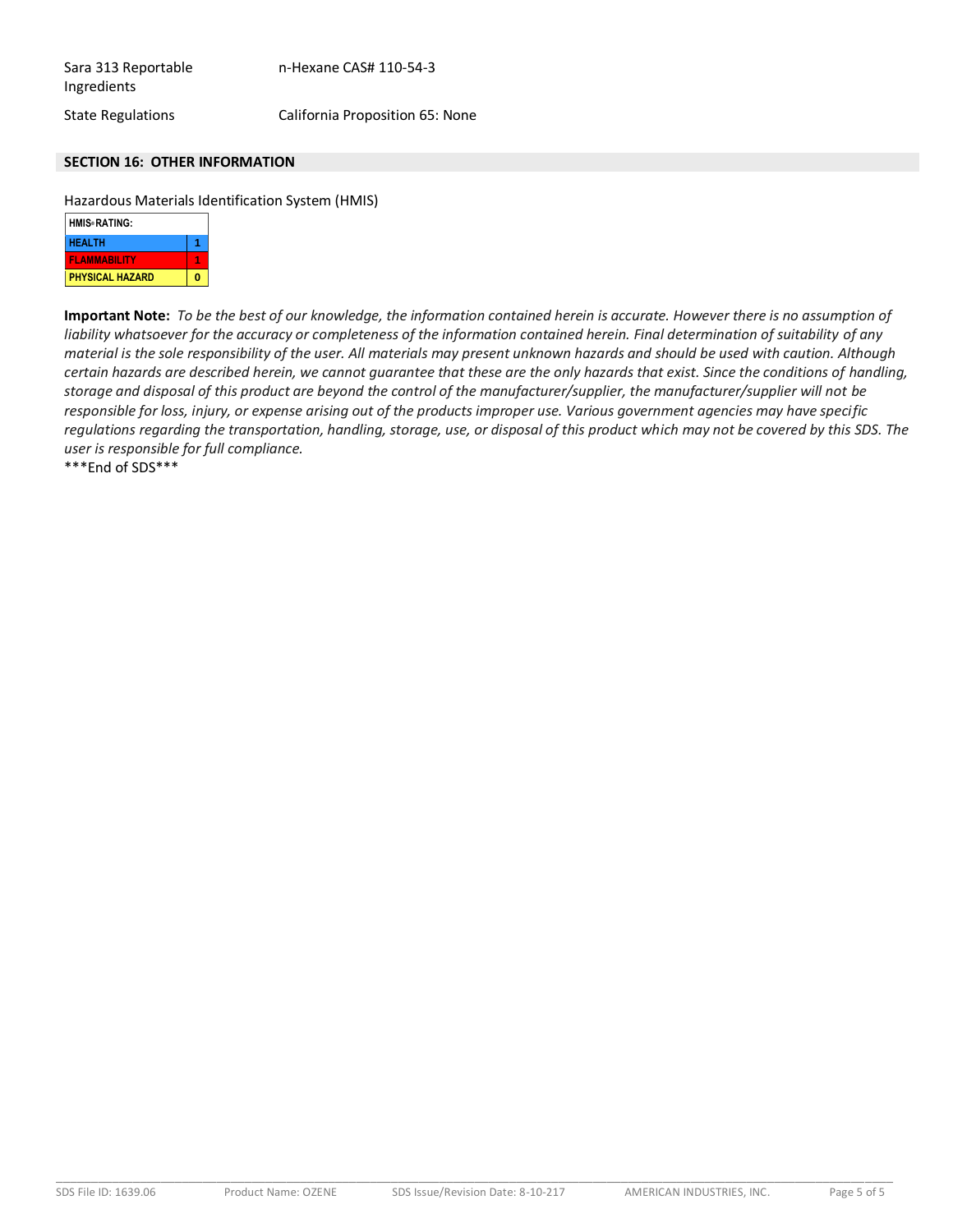| | |
|---|---|
| Sara 313 Reportable Ingredients | n-Hexane CAS# 110-54-3 |
| State Regulations | California Proposition 65: None |

## SECTION 16: OTHER INFORMATION

Hazardous Materials Identification System (HMIS)

| HMIS® RATING: | |
|---|---|
| HEALTH | 1 |
| FLAMMABILITY | 1 |
| PHYSICAL HAZARD | 0 |

**Important Note:** *To be the best of our knowledge, the information contained herein is accurate. However there is no assumption of liability whatsoever for the accuracy or completeness of the information contained herein. Final determination of suitability of any material is the sole responsibility of the user. All materials may present unknown hazards and should be used with caution. Although certain hazards are described herein, we cannot guarantee that these are the only hazards that exist. Since the conditions of handling, storage and disposal of this product are beyond the control of the manufacturer/supplier, the manufacturer/supplier will not be responsible for loss, injury, or expense arising out of the products improper use. Various government agencies may have specific regulations regarding the transportation, handling, storage, use, or disposal of this product which may not be covered by this SDS. The user is responsible for full compliance.*

***End of SDS***